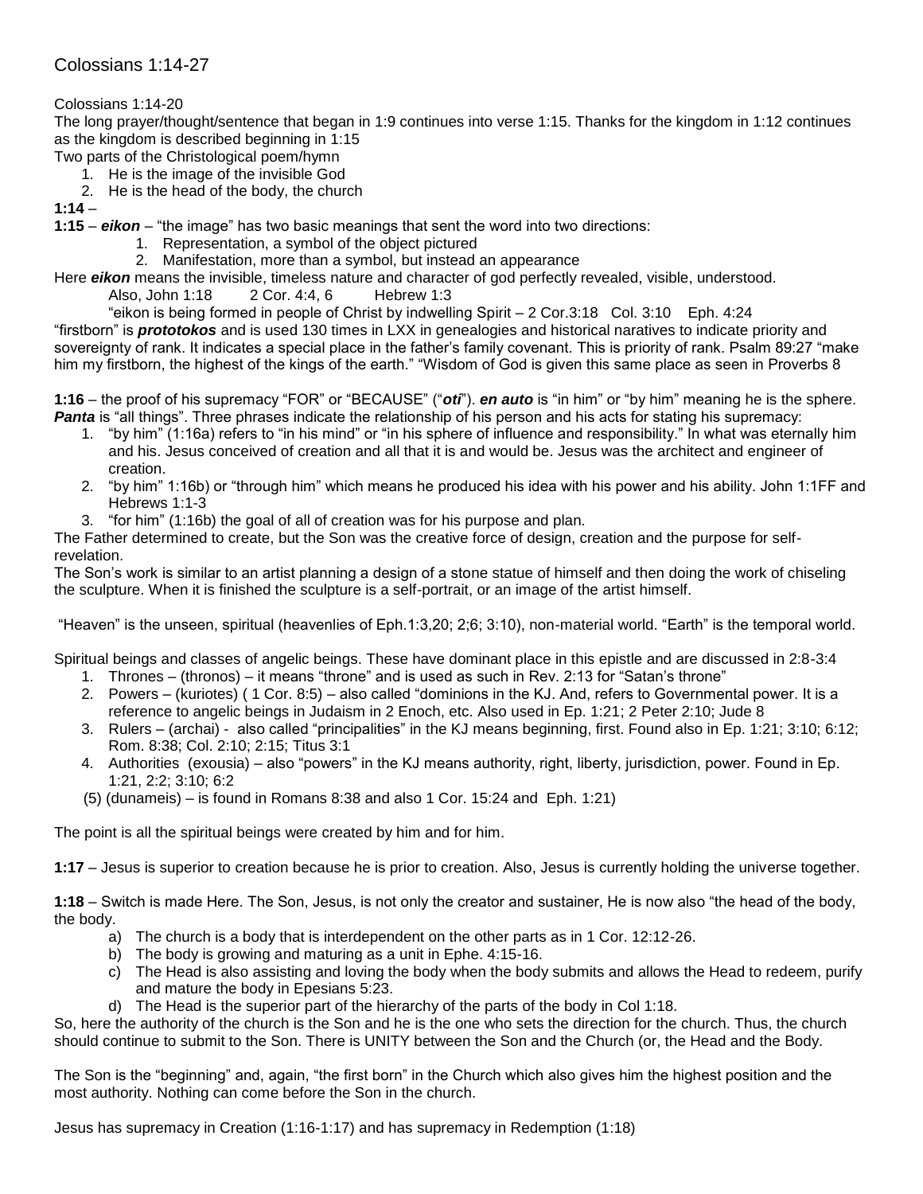# Colossians 1:14-27

Colossians 1:14-20

The long prayer/thought/sentence that began in 1:9 continues into verse 1:15. Thanks for the kingdom in 1:12 continues as the kingdom is described beginning in 1:15

Two parts of the Christological poem/hymn

1. He is the image of the invisible God
2. He is the head of the body, the church

**1:14** –

**1:15** – ***eikon*** – "the image" has two basic meanings that sent the word into two directions:

1. Representation, a symbol of the object pictured
2. Manifestation, more than a symbol, but instead an appearance

Here ***eikon*** means the invisible, timeless nature and character of god perfectly revealed, visible, understood.

Also, John 1:18 2 Cor. 4:4, 6 Hebrew 1:3

"eikon is being formed in people of Christ by indwelling Spirit – 2 Cor.3:18 Col. 3:10 Eph. 4:24

"firstborn" is ***prototokos*** and is used 130 times in LXX in genealogies and historical naratives to indicate priority and sovereignty of rank. It indicates a special place in the father's family covenant. This is priority of rank. Psalm 89:27 "make him my firstborn, the highest of the kings of the earth." "Wisdom of God is given this same place as seen in Proverbs 8

**1:16** – the proof of his supremacy "FOR" or "BECAUSE" ("***oti***"). ***en auto*** is "in him" or "by him" meaning he is the sphere. ***Panta*** is "all things". Three phrases indicate the relationship of his person and his acts for stating his supremacy:

1. "by him" (1:16a) refers to "in his mind" or "in his sphere of influence and responsibility." In what was eternally him and his. Jesus conceived of creation and all that it is and would be. Jesus was the architect and engineer of creation.
2. "by him" 1:16b) or "through him" which means he produced his idea with his power and his ability. John 1:1FF and Hebrews 1:1-3
3. "for him" (1:16b) the goal of all of creation was for his purpose and plan.

The Father determined to create, but the Son was the creative force of design, creation and the purpose for self-revelation.

The Son's work is similar to an artist planning a design of a stone statue of himself and then doing the work of chiseling the sculpture. When it is finished the sculpture is a self-portrait, or an image of the artist himself.

"Heaven" is the unseen, spiritual (heavenlies of Eph.1:3,20; 2;6; 3:10), non-material world. "Earth" is the temporal world.

Spiritual beings and classes of angelic beings. These have dominant place in this epistle and are discussed in 2:8-3:4

1. Thrones – (thronos) – it means "throne" and is used as such in Rev. 2:13 for "Satan's throne"
2. Powers – (kuriotes) ( 1 Cor. 8:5) – also called "dominions in the KJ. And, refers to Governmental power. It is a reference to angelic beings in Judaism in 2 Enoch, etc. Also used in Ep. 1:21; 2 Peter 2:10; Jude 8
3. Rulers – (archai) - also called "principalities" in the KJ means beginning, first. Found also in Ep. 1:21; 3:10; 6:12; Rom. 8:38; Col. 2:10; 2:15; Titus 3:1
4. Authorities (exousia) – also "powers" in the KJ means authority, right, liberty, jurisdiction, power. Found in Ep. 1:21, 2:2; 3:10; 6:2

(5) (dunameis) – is found in Romans 8:38 and also 1 Cor. 15:24 and Eph. 1:21)

The point is all the spiritual beings were created by him and for him.

**1:17** – Jesus is superior to creation because he is prior to creation. Also, Jesus is currently holding the universe together.

**1:18** – Switch is made Here. The Son, Jesus, is not only the creator and sustainer, He is now also "the head of the body, the body.

a) The church is a body that is interdependent on the other parts as in 1 Cor. 12:12-26.
b) The body is growing and maturing as a unit in Ephe. 4:15-16.
c) The Head is also assisting and loving the body when the body submits and allows the Head to redeem, purify and mature the body in Epesians 5:23.
d) The Head is the superior part of the hierarchy of the parts of the body in Col 1:18.

So, here the authority of the church is the Son and he is the one who sets the direction for the church. Thus, the church should continue to submit to the Son. There is UNITY between the Son and the Church (or, the Head and the Body.

The Son is the "beginning" and, again, "the first born" in the Church which also gives him the highest position and the most authority. Nothing can come before the Son in the church.

Jesus has supremacy in Creation (1:16-1:17) and has supremacy in Redemption (1:18)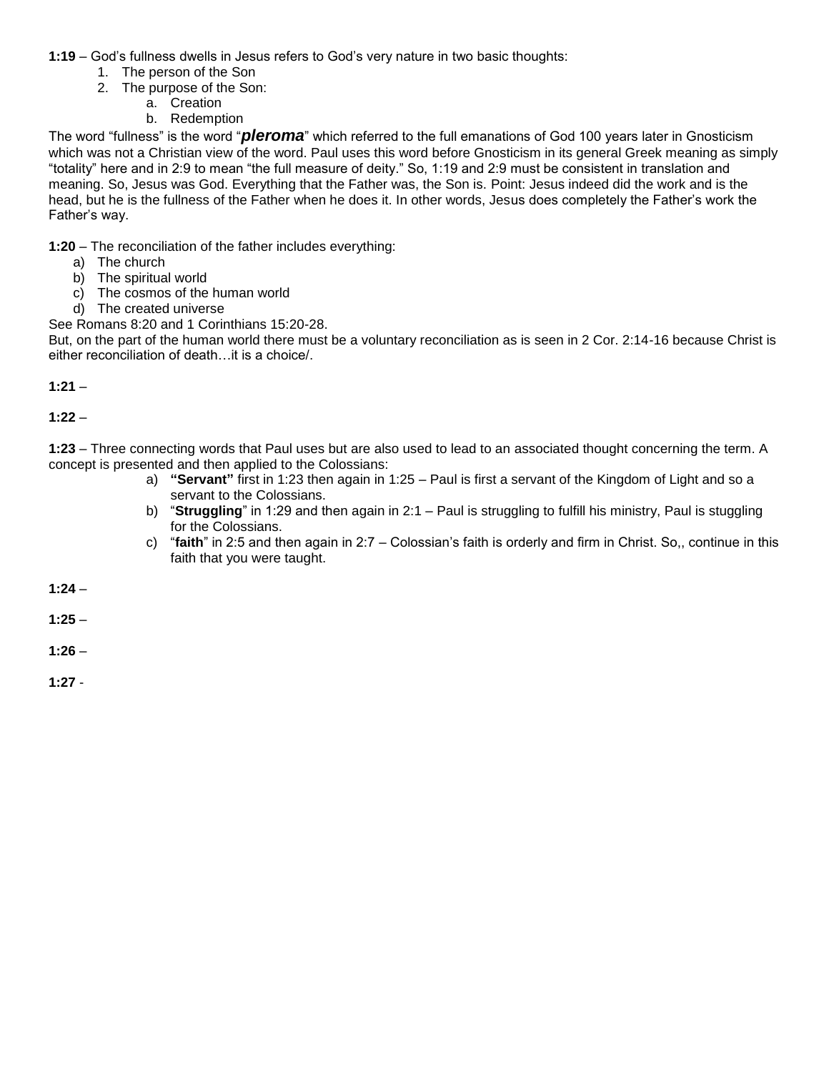**1:19** – God's fullness dwells in Jesus refers to God's very nature in two basic thoughts:

1. The person of the Son
2. The purpose of the Son:
    a. Creation
    b. Redemption

The word "fullness" is the word "***pleroma***" which referred to the full emanations of God 100 years later in Gnosticism which was not a Christian view of the word. Paul uses this word before Gnosticism in its general Greek meaning as simply "totality" here and in 2:9 to mean "the full measure of deity." So, 1:19 and 2:9 must be consistent in translation and meaning. So, Jesus was God. Everything that the Father was, the Son is. Point: Jesus indeed did the work and is the head, but he is the fullness of the Father when he does it. In other words, Jesus does completely the Father's work the Father's way.

**1:20** – The reconciliation of the father includes everything:

a) The church
b) The spiritual world
c) The cosmos of the human world
d) The created universe

See Romans 8:20 and 1 Corinthians 15:20-28.

But, on the part of the human world there must be a voluntary reconciliation as is seen in 2 Cor. 2:14-16 because Christ is either reconciliation of death…it is a choice/.

**1:21** –

**1:22** –

**1:23** – Three connecting words that Paul uses but are also used to lead to an associated thought concerning the term. A concept is presented and then applied to the Colossians:

a) **"Servant"** first in 1:23 then again in 1:25 – Paul is first a servant of the Kingdom of Light and so a servant to the Colossians.
b) "**Struggling**" in 1:29 and then again in 2:1 – Paul is struggling to fulfill his ministry, Paul is stuggling for the Colossians.
c) "**faith**" in 2:5 and then again in 2:7 – Colossian's faith is orderly and firm in Christ. So,, continue in this faith that you were taught.

**1:24** –

**1:25** –

**1:26** –

**1:27** -